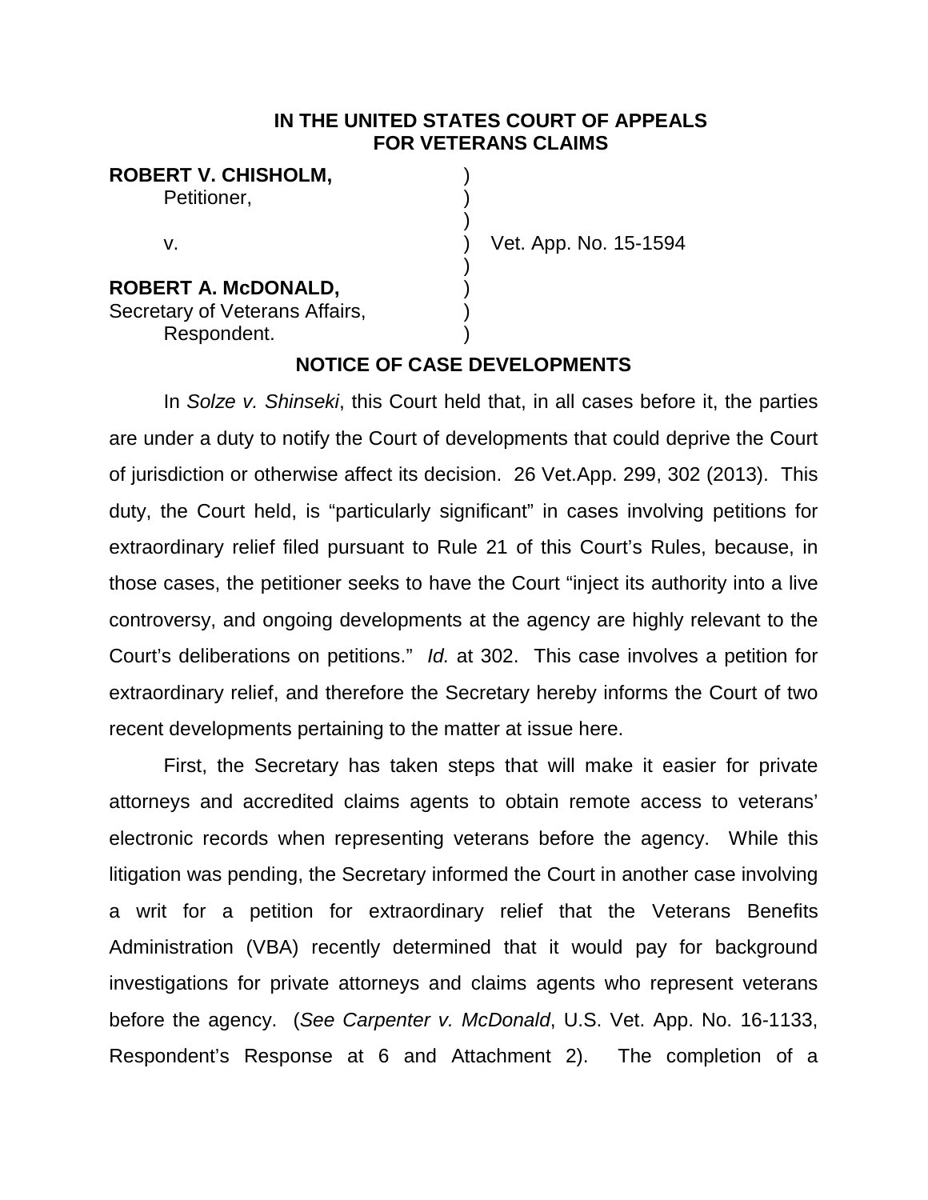**IN THE UNITED STATES COURT OF APPEALS FOR VETERANS CLAIMS**

| | | |
|---|---|---|
| **ROBERT V. CHISHOLM,** | ) | |
| Petitioner, | ) | |
| | ) | |
| v. | ) | Vet. App. No. 15-1594 |
| | ) | |
| **ROBERT A. McDONALD,** | ) | |
| Secretary of Veterans Affairs, | ) | |
| Respondent. | ) | |

**NOTICE OF CASE DEVELOPMENTS**

In *Solze v. Shinseki*, this Court held that, in all cases before it, the parties are under a duty to notify the Court of developments that could deprive the Court of jurisdiction or otherwise affect its decision. 26 Vet.App. 299, 302 (2013). This duty, the Court held, is "particularly significant" in cases involving petitions for extraordinary relief filed pursuant to Rule 21 of this Court's Rules, because, in those cases, the petitioner seeks to have the Court "inject its authority into a live controversy, and ongoing developments at the agency are highly relevant to the Court's deliberations on petitions." *Id.* at 302. This case involves a petition for extraordinary relief, and therefore the Secretary hereby informs the Court of two recent developments pertaining to the matter at issue here.

First, the Secretary has taken steps that will make it easier for private attorneys and accredited claims agents to obtain remote access to veterans' electronic records when representing veterans before the agency. While this litigation was pending, the Secretary informed the Court in another case involving a writ for a petition for extraordinary relief that the Veterans Benefits Administration (VBA) recently determined that it would pay for background investigations for private attorneys and claims agents who represent veterans before the agency. (*See Carpenter v. McDonald*, U.S. Vet. App. No. 16-1133, Respondent's Response at 6 and Attachment 2). The completion of a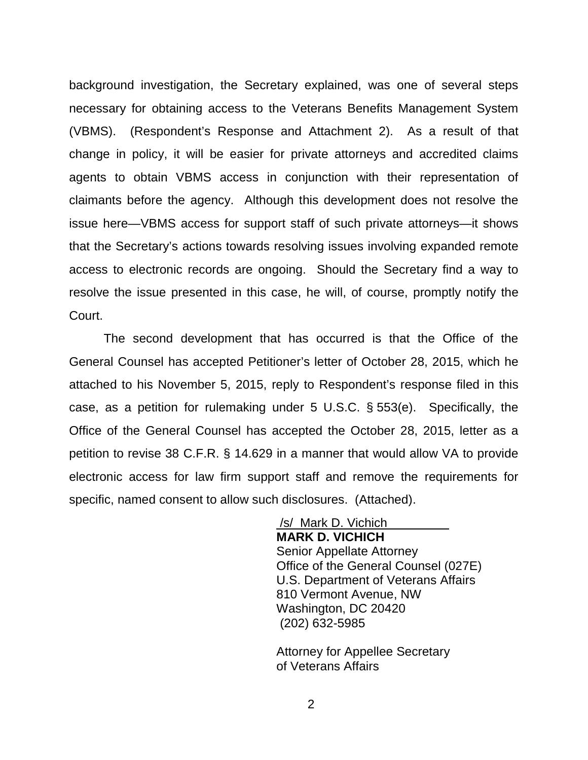background investigation, the Secretary explained, was one of several steps necessary for obtaining access to the Veterans Benefits Management System (VBMS). (Respondent's Response and Attachment 2). As a result of that change in policy, it will be easier for private attorneys and accredited claims agents to obtain VBMS access in conjunction with their representation of claimants before the agency. Although this development does not resolve the issue here—VBMS access for support staff of such private attorneys—it shows that the Secretary's actions towards resolving issues involving expanded remote access to electronic records are ongoing. Should the Secretary find a way to resolve the issue presented in this case, he will, of course, promptly notify the Court.

The second development that has occurred is that the Office of the General Counsel has accepted Petitioner's letter of October 28, 2015, which he attached to his November 5, 2015, reply to Respondent's response filed in this case, as a petition for rulemaking under 5 U.S.C. § 553(e). Specifically, the Office of the General Counsel has accepted the October 28, 2015, letter as a petition to revise 38 C.F.R. § 14.629 in a manner that would allow VA to provide electronic access for law firm support staff and remove the requirements for specific, named consent to allow such disclosures. (Attached).

/s/ Mark D. Vichich
**MARK D. VICHICH**
Senior Appellate Attorney
Office of the General Counsel (027E)
U.S. Department of Veterans Affairs
810 Vermont Avenue, NW
Washington, DC 20420
(202) 632-5985

Attorney for Appellee Secretary
of Veterans Affairs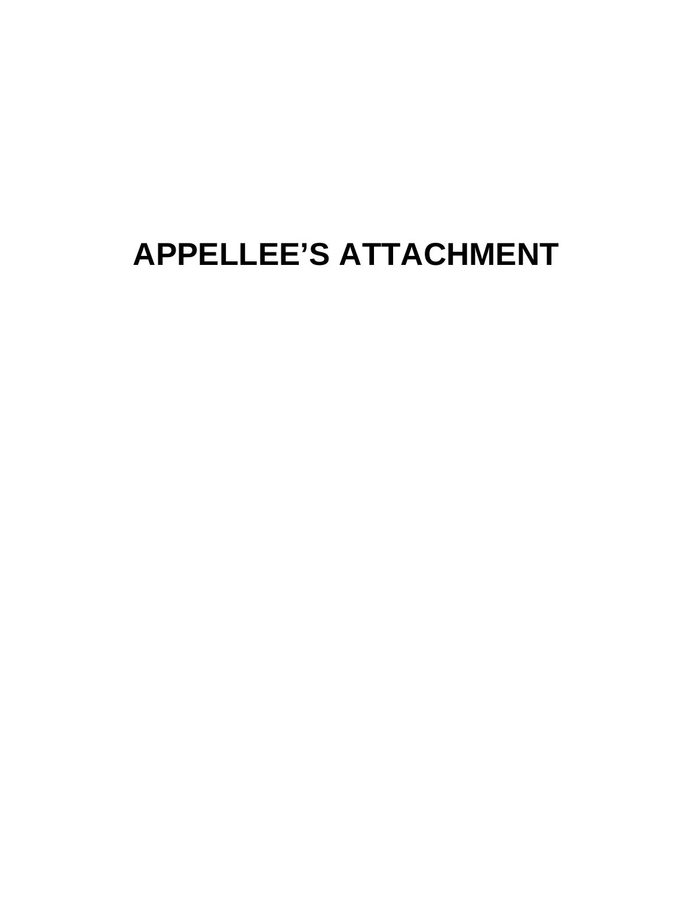# APPELLEE’S ATTACHMENT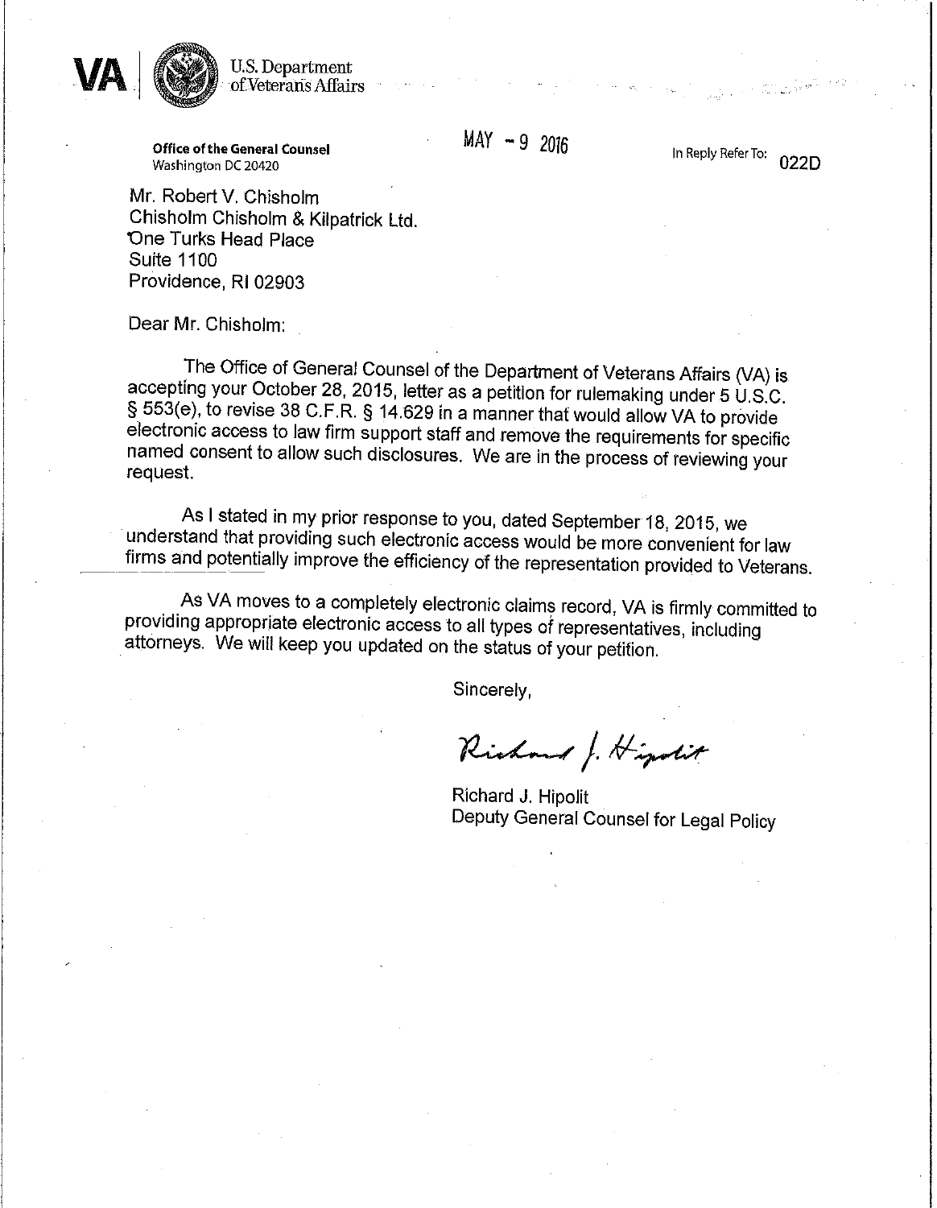**VA** | U.S. Department of Veterans Affairs

**Office of the General Counsel**
Washington DC 20420

MAY - 9 2016

In Reply Refer To: 022D

Mr. Robert V. Chisholm
Chisholm Chisholm & Kilpatrick Ltd.
One Turks Head Place
Suite 1100
Providence, RI 02903

Dear Mr. Chisholm:

The Office of General Counsel of the Department of Veterans Affairs (VA) is accepting your October 28, 2015, letter as a petition for rulemaking under 5 U.S.C. § 553(e), to revise 38 C.F.R. § 14.629 in a manner that would allow VA to provide electronic access to law firm support staff and remove the requirements for specific named consent to allow such disclosures. We are in the process of reviewing your request.

As I stated in my prior response to you, dated September 18, 2015, we understand that providing such electronic access would be more convenient for law firms and potentially improve the efficiency of the representation provided to Veterans.

As VA moves to a completely electronic claims record, VA is firmly committed to providing appropriate electronic access to all types of representatives, including attorneys. We will keep you updated on the status of your petition.

Sincerely,

Richard J. Hipolit

Richard J. Hipolit
Deputy General Counsel for Legal Policy